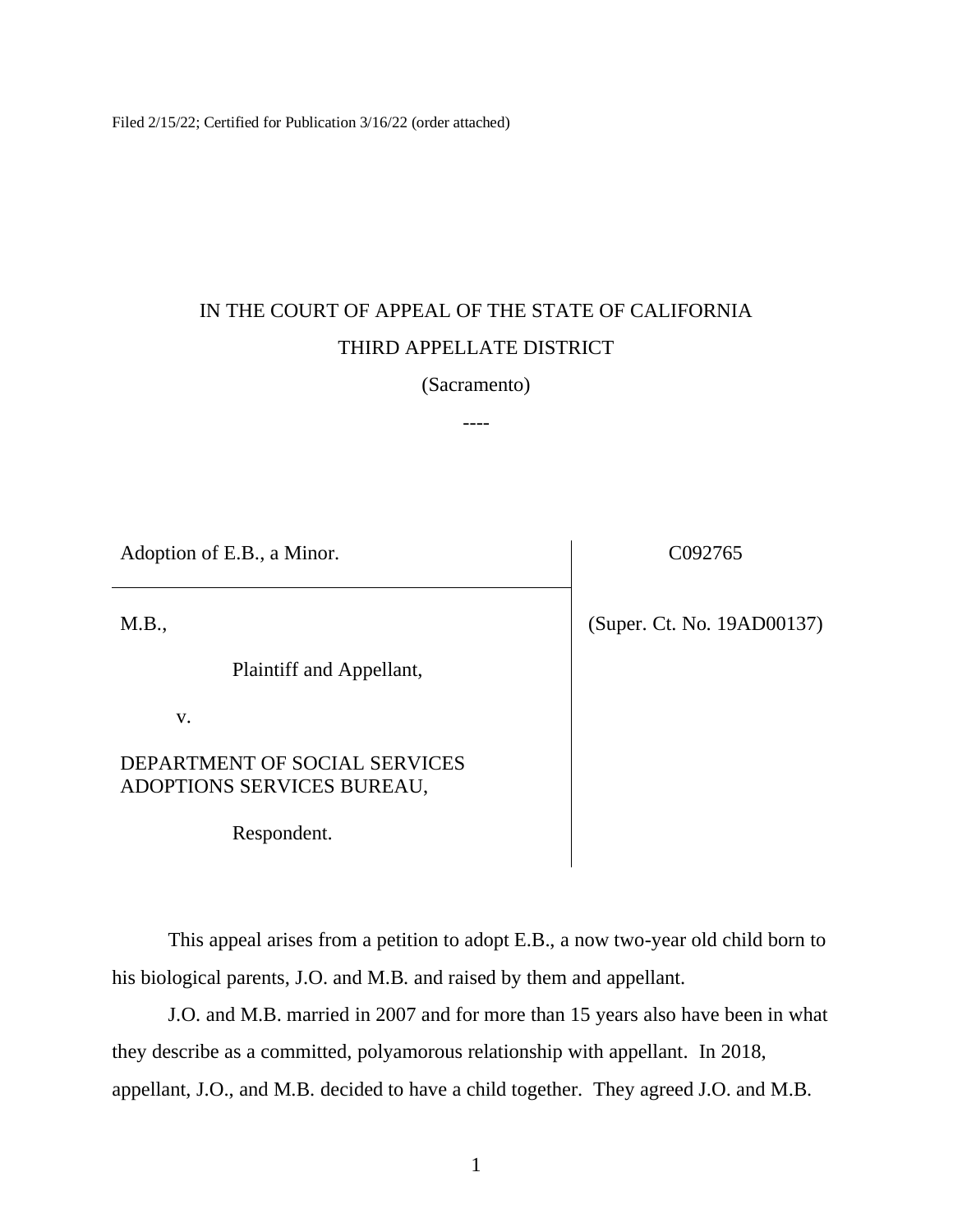Filed 2/15/22; Certified for Publication 3/16/22 (order attached)

IN THE COURT OF APPEAL OF THE STATE OF CALIFORNIA

THIRD APPELLATE DISTRICT

(Sacramento)

----

| | |
|---|---|
| Adoption of E.B., a Minor. | C092765 |
| M.B.,<br><br>Plaintiff and Appellant,<br><br>v.<br><br>DEPARTMENT OF SOCIAL SERVICES ADOPTIONS SERVICES BUREAU,<br><br>Respondent. | (Super. Ct. No. 19AD00137) |

This appeal arises from a petition to adopt E.B., a now two-year old child born to his biological parents, J.O. and M.B. and raised by them and appellant.

J.O. and M.B. married in 2007 and for more than 15 years also have been in what they describe as a committed, polyamorous relationship with appellant. In 2018, appellant, J.O., and M.B. decided to have a child together. They agreed J.O. and M.B.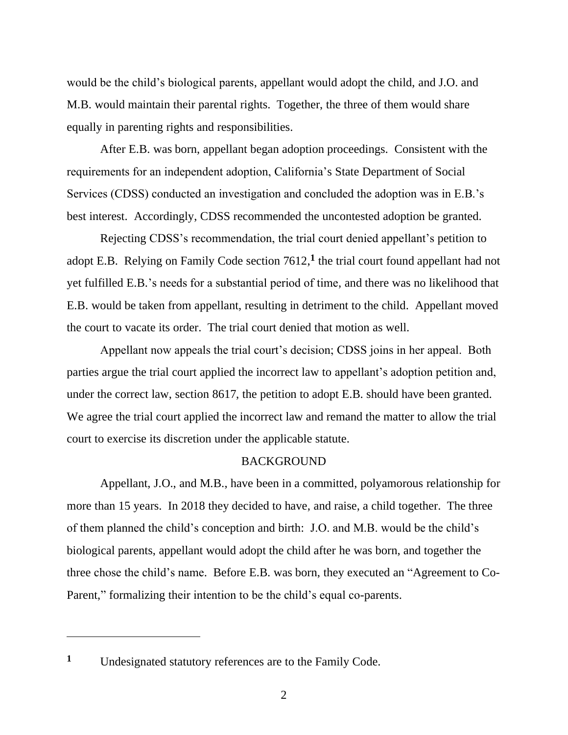would be the child's biological parents, appellant would adopt the child, and J.O. and M.B. would maintain their parental rights. Together, the three of them would share equally in parenting rights and responsibilities.

After E.B. was born, appellant began adoption proceedings. Consistent with the requirements for an independent adoption, California's State Department of Social Services (CDSS) conducted an investigation and concluded the adoption was in E.B.'s best interest. Accordingly, CDSS recommended the uncontested adoption be granted.

Rejecting CDSS's recommendation, the trial court denied appellant's petition to adopt E.B. Relying on Family Code section 7612,[1] the trial court found appellant had not yet fulfilled E.B.'s needs for a substantial period of time, and there was no likelihood that E.B. would be taken from appellant, resulting in detriment to the child. Appellant moved the court to vacate its order. The trial court denied that motion as well.

Appellant now appeals the trial court's decision; CDSS joins in her appeal. Both parties argue the trial court applied the incorrect law to appellant's adoption petition and, under the correct law, section 8617, the petition to adopt E.B. should have been granted. We agree the trial court applied the incorrect law and remand the matter to allow the trial court to exercise its discretion under the applicable statute.

## BACKGROUND

Appellant, J.O., and M.B., have been in a committed, polyamorous relationship for more than 15 years. In 2018 they decided to have, and raise, a child together. The three of them planned the child's conception and birth: J.O. and M.B. would be the child's biological parents, appellant would adopt the child after he was born, and together the three chose the child's name. Before E.B. was born, they executed an "Agreement to Co-Parent," formalizing their intention to be the child's equal co-parents.

---

[1] Undesignated statutory references are to the Family Code.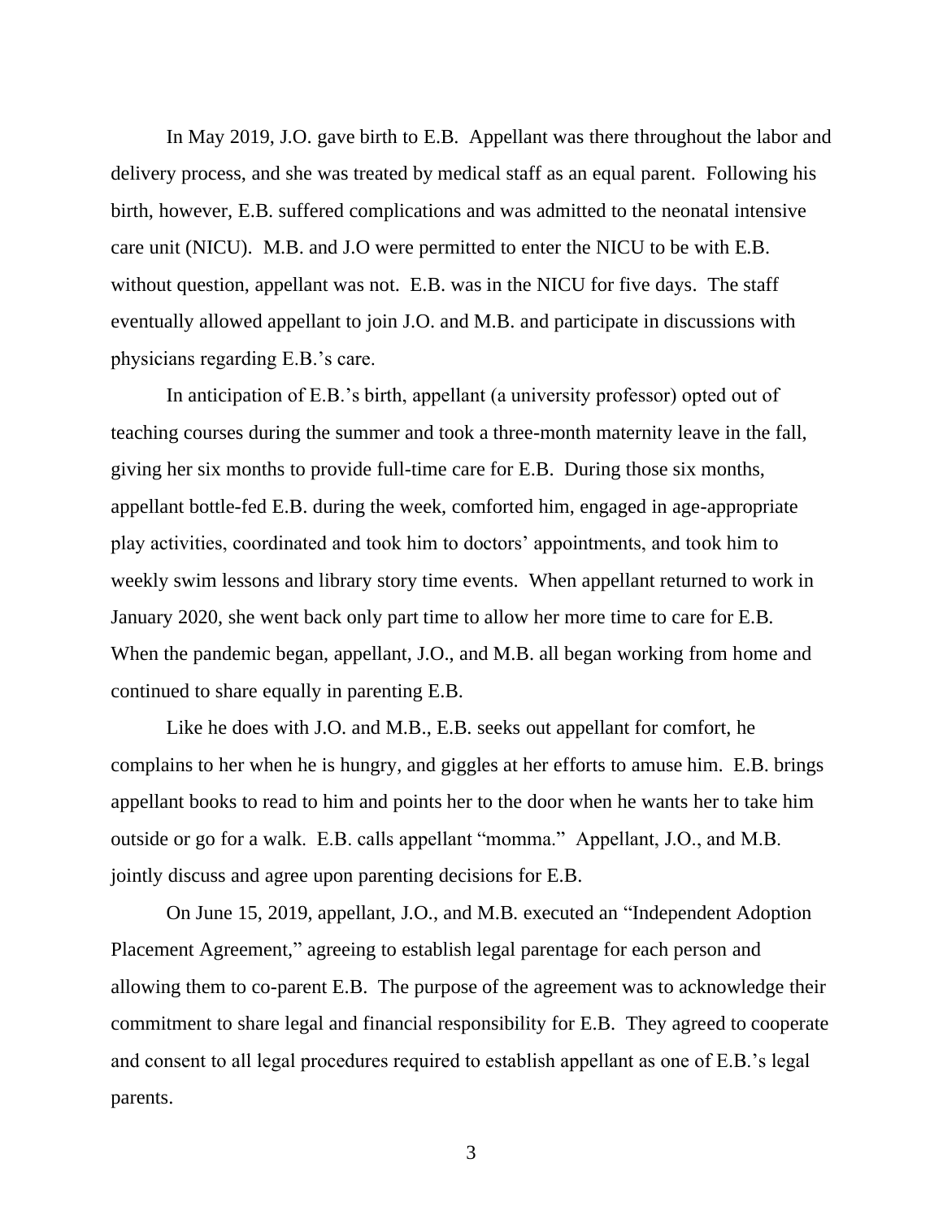In May 2019, J.O. gave birth to E.B. Appellant was there throughout the labor and delivery process, and she was treated by medical staff as an equal parent. Following his birth, however, E.B. suffered complications and was admitted to the neonatal intensive care unit (NICU). M.B. and J.O were permitted to enter the NICU to be with E.B. without question, appellant was not. E.B. was in the NICU for five days. The staff eventually allowed appellant to join J.O. and M.B. and participate in discussions with physicians regarding E.B.'s care.

In anticipation of E.B.'s birth, appellant (a university professor) opted out of teaching courses during the summer and took a three-month maternity leave in the fall, giving her six months to provide full-time care for E.B. During those six months, appellant bottle-fed E.B. during the week, comforted him, engaged in age-appropriate play activities, coordinated and took him to doctors' appointments, and took him to weekly swim lessons and library story time events. When appellant returned to work in January 2020, she went back only part time to allow her more time to care for E.B. When the pandemic began, appellant, J.O., and M.B. all began working from home and continued to share equally in parenting E.B.

Like he does with J.O. and M.B., E.B. seeks out appellant for comfort, he complains to her when he is hungry, and giggles at her efforts to amuse him. E.B. brings appellant books to read to him and points her to the door when he wants her to take him outside or go for a walk. E.B. calls appellant "momma." Appellant, J.O., and M.B. jointly discuss and agree upon parenting decisions for E.B.

On June 15, 2019, appellant, J.O., and M.B. executed an "Independent Adoption Placement Agreement," agreeing to establish legal parentage for each person and allowing them to co-parent E.B. The purpose of the agreement was to acknowledge their commitment to share legal and financial responsibility for E.B. They agreed to cooperate and consent to all legal procedures required to establish appellant as one of E.B.'s legal parents.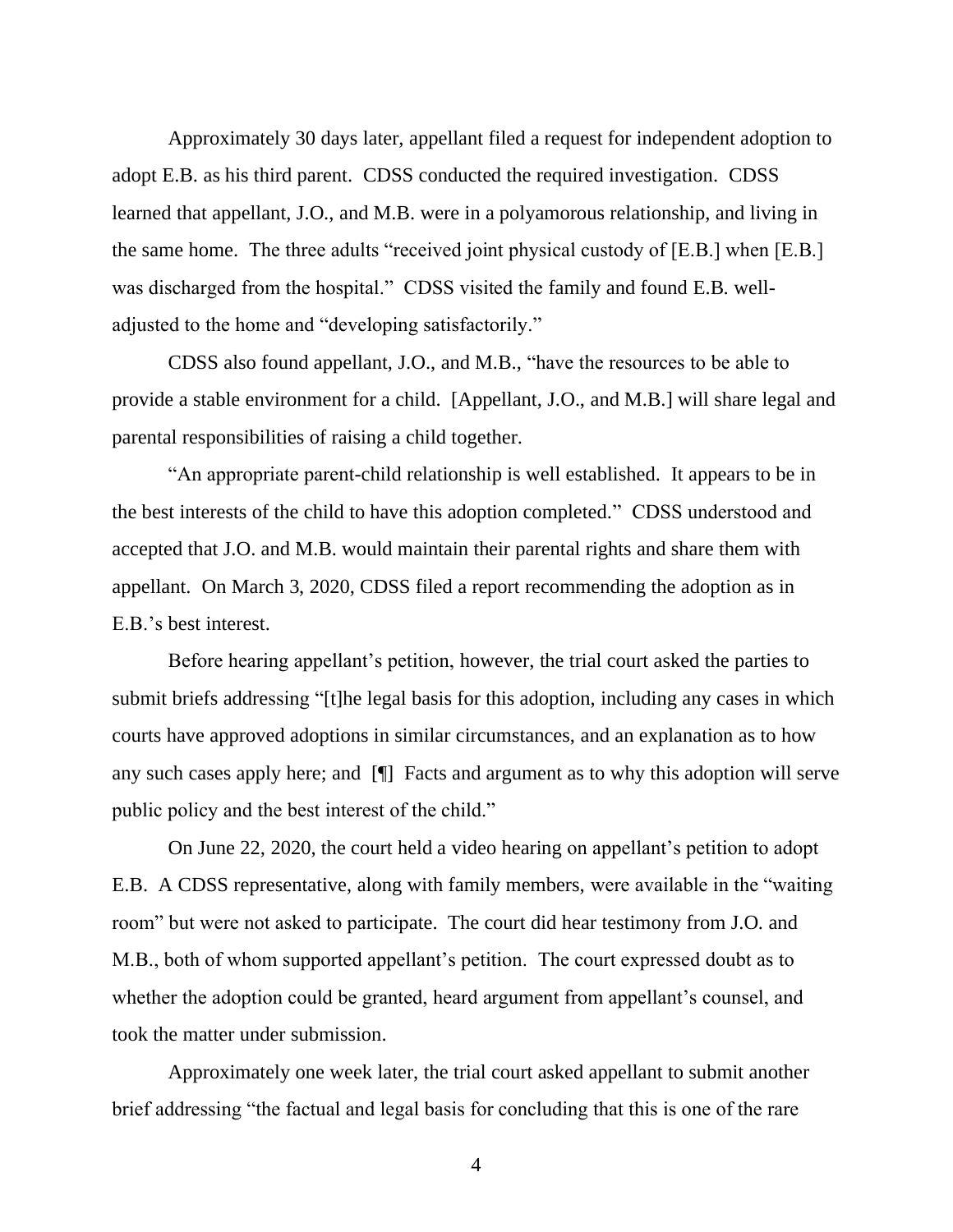Approximately 30 days later, appellant filed a request for independent adoption to adopt E.B. as his third parent. CDSS conducted the required investigation. CDSS learned that appellant, J.O., and M.B. were in a polyamorous relationship, and living in the same home. The three adults "received joint physical custody of [E.B.] when [E.B.] was discharged from the hospital." CDSS visited the family and found E.B. well-adjusted to the home and "developing satisfactorily."

CDSS also found appellant, J.O., and M.B., "have the resources to be able to provide a stable environment for a child. [Appellant, J.O., and M.B.] will share legal and parental responsibilities of raising a child together.

"An appropriate parent-child relationship is well established. It appears to be in the best interests of the child to have this adoption completed." CDSS understood and accepted that J.O. and M.B. would maintain their parental rights and share them with appellant. On March 3, 2020, CDSS filed a report recommending the adoption as in E.B.'s best interest.

Before hearing appellant's petition, however, the trial court asked the parties to submit briefs addressing "[t]he legal basis for this adoption, including any cases in which courts have approved adoptions in similar circumstances, and an explanation as to how any such cases apply here; and [¶] Facts and argument as to why this adoption will serve public policy and the best interest of the child."

On June 22, 2020, the court held a video hearing on appellant's petition to adopt E.B. A CDSS representative, along with family members, were available in the "waiting room" but were not asked to participate. The court did hear testimony from J.O. and M.B., both of whom supported appellant's petition. The court expressed doubt as to whether the adoption could be granted, heard argument from appellant's counsel, and took the matter under submission.

Approximately one week later, the trial court asked appellant to submit another brief addressing "the factual and legal basis for concluding that this is one of the rare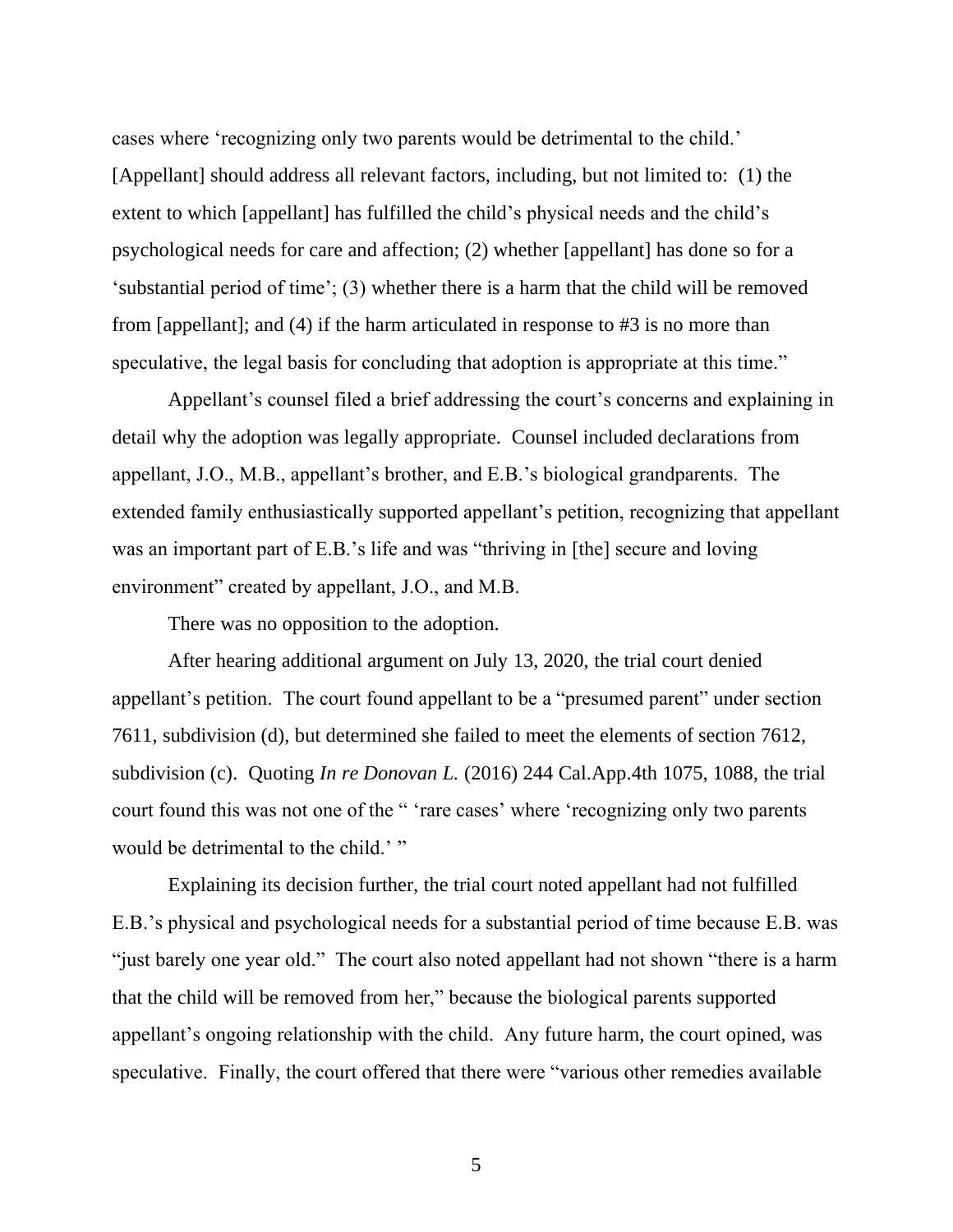cases where 'recognizing only two parents would be detrimental to the child.' [Appellant] should address all relevant factors, including, but not limited to: (1) the extent to which [appellant] has fulfilled the child's physical needs and the child's psychological needs for care and affection; (2) whether [appellant] has done so for a 'substantial period of time'; (3) whether there is a harm that the child will be removed from [appellant]; and (4) if the harm articulated in response to #3 is no more than speculative, the legal basis for concluding that adoption is appropriate at this time."

Appellant's counsel filed a brief addressing the court's concerns and explaining in detail why the adoption was legally appropriate. Counsel included declarations from appellant, J.O., M.B., appellant's brother, and E.B.'s biological grandparents. The extended family enthusiastically supported appellant's petition, recognizing that appellant was an important part of E.B.'s life and was "thriving in [the] secure and loving environment" created by appellant, J.O., and M.B.

There was no opposition to the adoption.

After hearing additional argument on July 13, 2020, the trial court denied appellant's petition. The court found appellant to be a "presumed parent" under section 7611, subdivision (d), but determined she failed to meet the elements of section 7612, subdivision (c). Quoting *In re Donovan L.* (2016) 244 Cal.App.4th 1075, 1088, the trial court found this was not one of the " 'rare cases' where 'recognizing only two parents would be detrimental to the child.' "

Explaining its decision further, the trial court noted appellant had not fulfilled E.B.'s physical and psychological needs for a substantial period of time because E.B. was "just barely one year old." The court also noted appellant had not shown "there is a harm that the child will be removed from her," because the biological parents supported appellant's ongoing relationship with the child. Any future harm, the court opined, was speculative. Finally, the court offered that there were "various other remedies available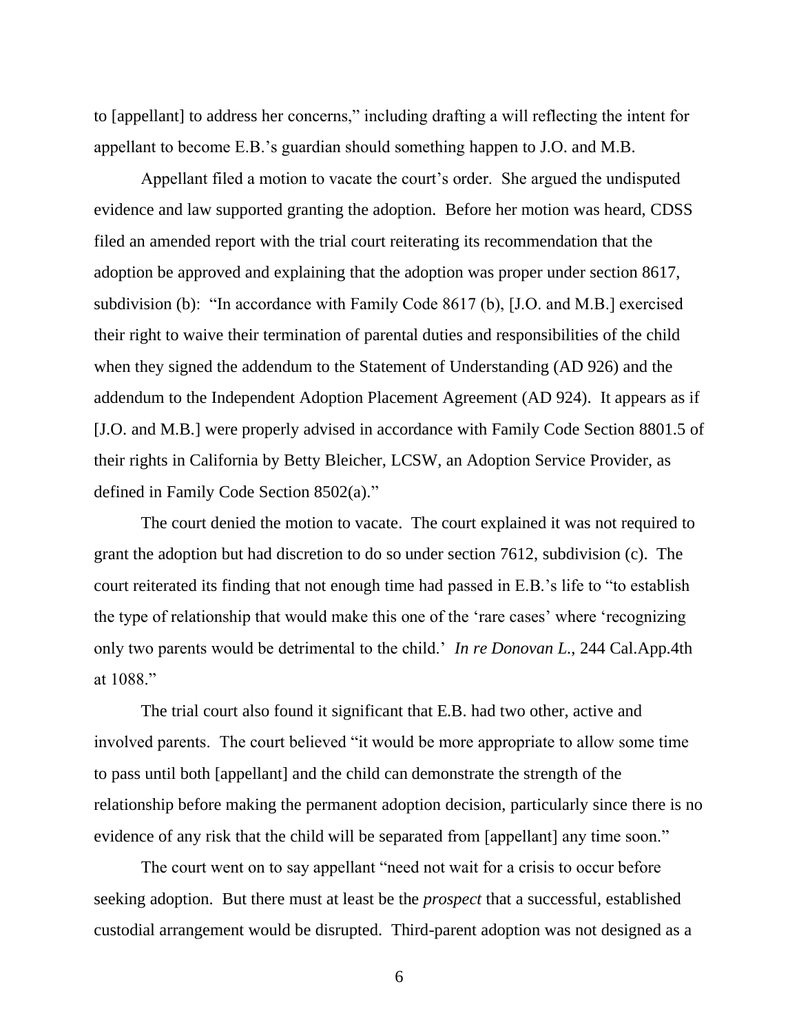to [appellant] to address her concerns," including drafting a will reflecting the intent for appellant to become E.B.'s guardian should something happen to J.O. and M.B.

Appellant filed a motion to vacate the court's order. She argued the undisputed evidence and law supported granting the adoption. Before her motion was heard, CDSS filed an amended report with the trial court reiterating its recommendation that the adoption be approved and explaining that the adoption was proper under section 8617, subdivision (b): "In accordance with Family Code 8617 (b), [J.O. and M.B.] exercised their right to waive their termination of parental duties and responsibilities of the child when they signed the addendum to the Statement of Understanding (AD 926) and the addendum to the Independent Adoption Placement Agreement (AD 924). It appears as if [J.O. and M.B.] were properly advised in accordance with Family Code Section 8801.5 of their rights in California by Betty Bleicher, LCSW, an Adoption Service Provider, as defined in Family Code Section 8502(a)."

The court denied the motion to vacate. The court explained it was not required to grant the adoption but had discretion to do so under section 7612, subdivision (c). The court reiterated its finding that not enough time had passed in E.B.'s life to "to establish the type of relationship that would make this one of the 'rare cases' where 'recognizing only two parents would be detrimental to the child.' *In re Donovan L.*, 244 Cal.App.4th at 1088."

The trial court also found it significant that E.B. had two other, active and involved parents. The court believed "it would be more appropriate to allow some time to pass until both [appellant] and the child can demonstrate the strength of the relationship before making the permanent adoption decision, particularly since there is no evidence of any risk that the child will be separated from [appellant] any time soon."

The court went on to say appellant "need not wait for a crisis to occur before seeking adoption. But there must at least be the *prospect* that a successful, established custodial arrangement would be disrupted. Third-parent adoption was not designed as a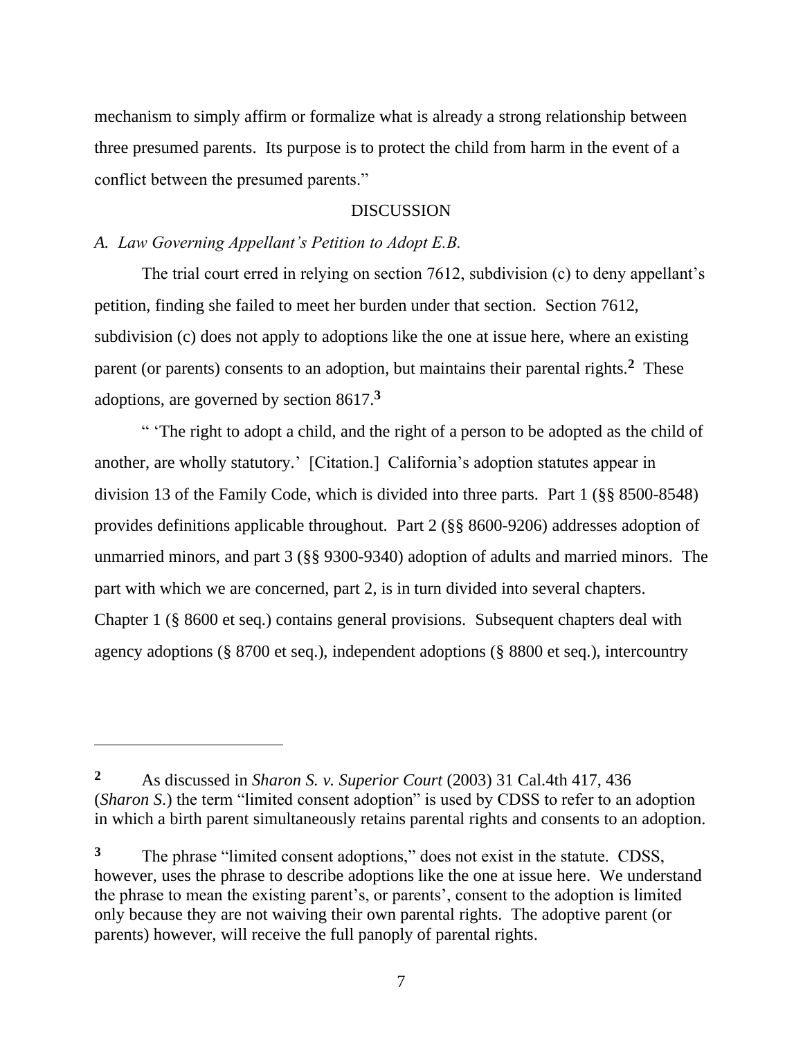mechanism to simply affirm or formalize what is already a strong relationship between three presumed parents. Its purpose is to protect the child from harm in the event of a conflict between the presumed parents."

DISCUSSION

*A. Law Governing Appellant's Petition to Adopt E.B.*

The trial court erred in relying on section 7612, subdivision (c) to deny appellant's petition, finding she failed to meet her burden under that section. Section 7612, subdivision (c) does not apply to adoptions like the one at issue here, where an existing parent (or parents) consents to an adoption, but maintains their parental rights.[2] These adoptions, are governed by section 8617.[3]

" 'The right to adopt a child, and the right of a person to be adopted as the child of another, are wholly statutory.' [Citation.] California's adoption statutes appear in division 13 of the Family Code, which is divided into three parts. Part 1 (§§ 8500-8548) provides definitions applicable throughout. Part 2 (§§ 8600-9206) addresses adoption of unmarried minors, and part 3 (§§ 9300-9340) adoption of adults and married minors. The part with which we are concerned, part 2, is in turn divided into several chapters. Chapter 1 (§ 8600 et seq.) contains general provisions. Subsequent chapters deal with agency adoptions (§ 8700 et seq.), independent adoptions (§ 8800 et seq.), intercountry

---

[2] As discussed in *Sharon S. v. Superior Court* (2003) 31 Cal.4th 417, 436 (*Sharon S.*) the term "limited consent adoption" is used by CDSS to refer to an adoption in which a birth parent simultaneously retains parental rights and consents to an adoption.

[3] The phrase "limited consent adoptions," does not exist in the statute. CDSS, however, uses the phrase to describe adoptions like the one at issue here. We understand the phrase to mean the existing parent's, or parents', consent to the adoption is limited only because they are not waiving their own parental rights. The adoptive parent (or parents) however, will receive the full panoply of parental rights.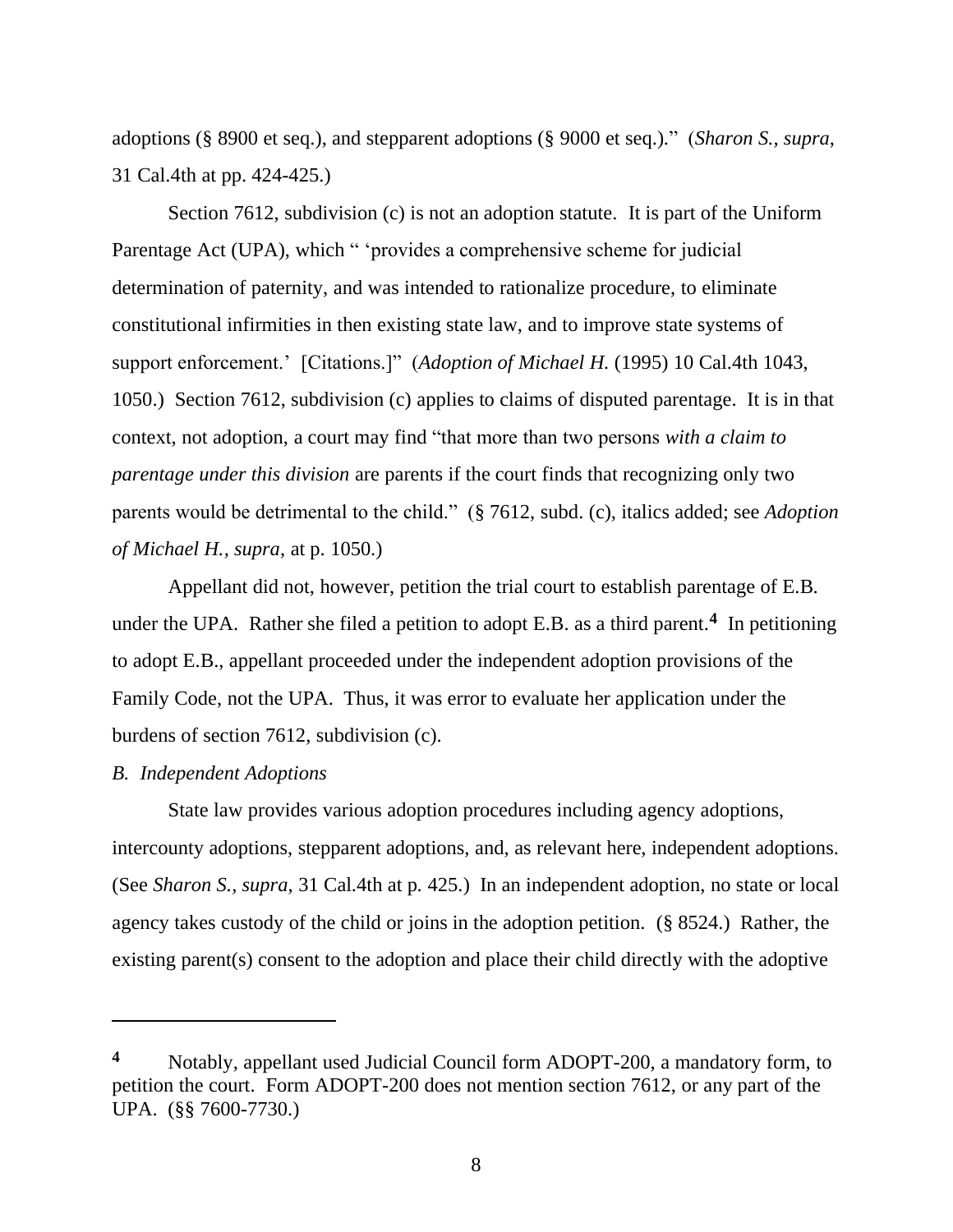adoptions (§ 8900 et seq.), and stepparent adoptions (§ 9000 et seq.)." (*Sharon S.*, *supra*, 31 Cal.4th at pp. 424-425.)

Section 7612, subdivision (c) is not an adoption statute. It is part of the Uniform Parentage Act (UPA), which " 'provides a comprehensive scheme for judicial determination of paternity, and was intended to rationalize procedure, to eliminate constitutional infirmities in then existing state law, and to improve state systems of support enforcement.' [Citations.]" (*Adoption of Michael H.* (1995) 10 Cal.4th 1043, 1050.) Section 7612, subdivision (c) applies to claims of disputed parentage. It is in that context, not adoption, a court may find "that more than two persons *with a claim to parentage under this division* are parents if the court finds that recognizing only two parents would be detrimental to the child." (§ 7612, subd. (c), italics added; see *Adoption of Michael H.*, *supra*, at p. 1050.)

Appellant did not, however, petition the trial court to establish parentage of E.B. under the UPA. Rather she filed a petition to adopt E.B. as a third parent.[4] In petitioning to adopt E.B., appellant proceeded under the independent adoption provisions of the Family Code, not the UPA. Thus, it was error to evaluate her application under the burdens of section 7612, subdivision (c).

*B. Independent Adoptions*

State law provides various adoption procedures including agency adoptions, intercounty adoptions, stepparent adoptions, and, as relevant here, independent adoptions. (See *Sharon S.*, *supra*, 31 Cal.4th at p. 425.) In an independent adoption, no state or local agency takes custody of the child or joins in the adoption petition. (§ 8524.) Rather, the existing parent(s) consent to the adoption and place their child directly with the adoptive

---

[4] Notably, appellant used Judicial Council form ADOPT-200, a mandatory form, to petition the court. Form ADOPT-200 does not mention section 7612, or any part of the UPA. (§§ 7600-7730.)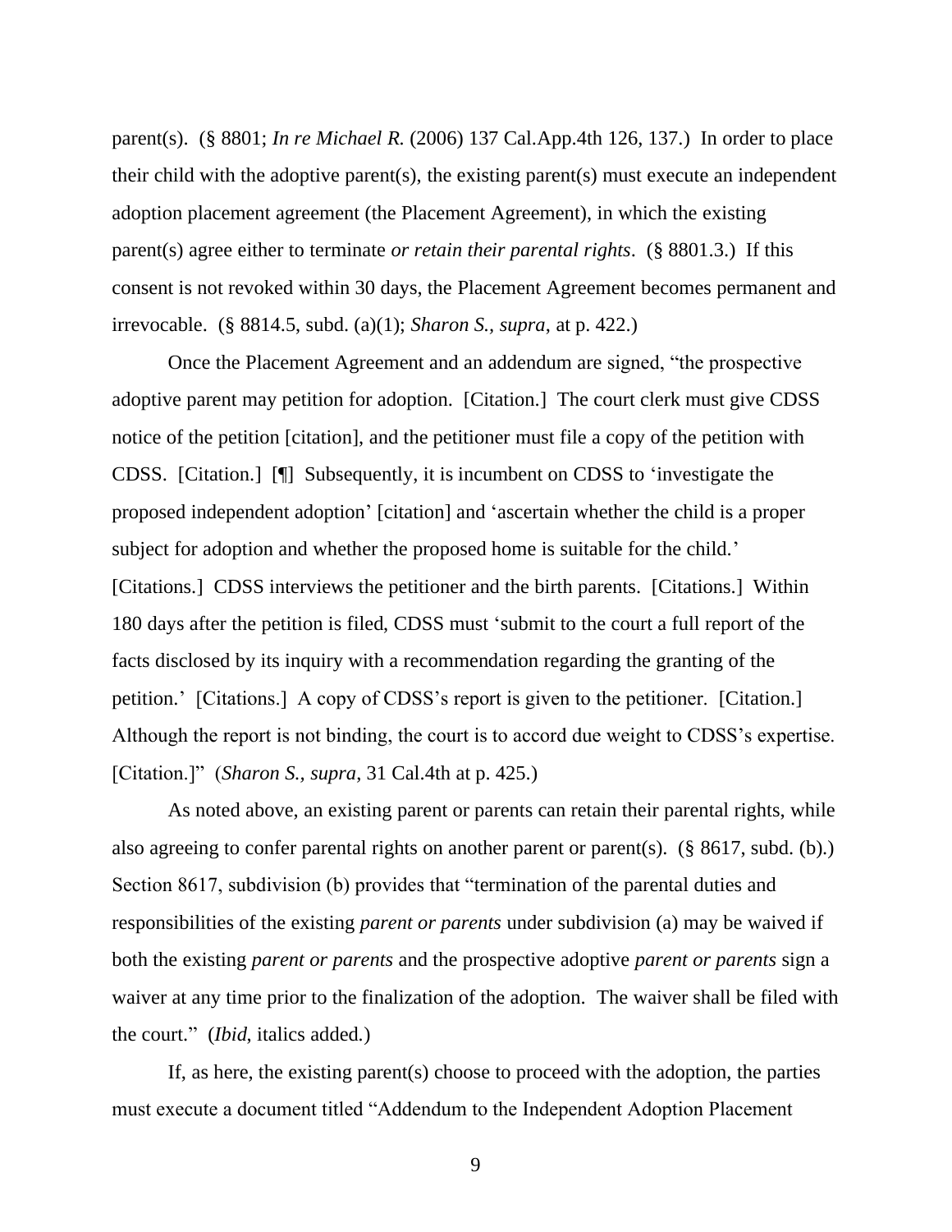parent(s). (§ 8801; *In re Michael R.* (2006) 137 Cal.App.4th 126, 137.) In order to place their child with the adoptive parent(s), the existing parent(s) must execute an independent adoption placement agreement (the Placement Agreement), in which the existing parent(s) agree either to terminate *or retain their parental rights*. (§ 8801.3.) If this consent is not revoked within 30 days, the Placement Agreement becomes permanent and irrevocable. (§ 8814.5, subd. (a)(1); *Sharon S., supra*, at p. 422.)

Once the Placement Agreement and an addendum are signed, "the prospective adoptive parent may petition for adoption. [Citation.] The court clerk must give CDSS notice of the petition [citation], and the petitioner must file a copy of the petition with CDSS. [Citation.] [¶] Subsequently, it is incumbent on CDSS to 'investigate the proposed independent adoption' [citation] and 'ascertain whether the child is a proper subject for adoption and whether the proposed home is suitable for the child.' [Citations.] CDSS interviews the petitioner and the birth parents. [Citations.] Within 180 days after the petition is filed, CDSS must 'submit to the court a full report of the facts disclosed by its inquiry with a recommendation regarding the granting of the petition.' [Citations.] A copy of CDSS's report is given to the petitioner. [Citation.] Although the report is not binding, the court is to accord due weight to CDSS's expertise. [Citation.]" (*Sharon S., supra*, 31 Cal.4th at p. 425.)

As noted above, an existing parent or parents can retain their parental rights, while also agreeing to confer parental rights on another parent or parent(s). (§ 8617, subd. (b).) Section 8617, subdivision (b) provides that "termination of the parental duties and responsibilities of the existing *parent or parents* under subdivision (a) may be waived if both the existing *parent or parents* and the prospective adoptive *parent or parents* sign a waiver at any time prior to the finalization of the adoption. The waiver shall be filed with the court." (*Ibid*, italics added.)

If, as here, the existing parent(s) choose to proceed with the adoption, the parties must execute a document titled "Addendum to the Independent Adoption Placement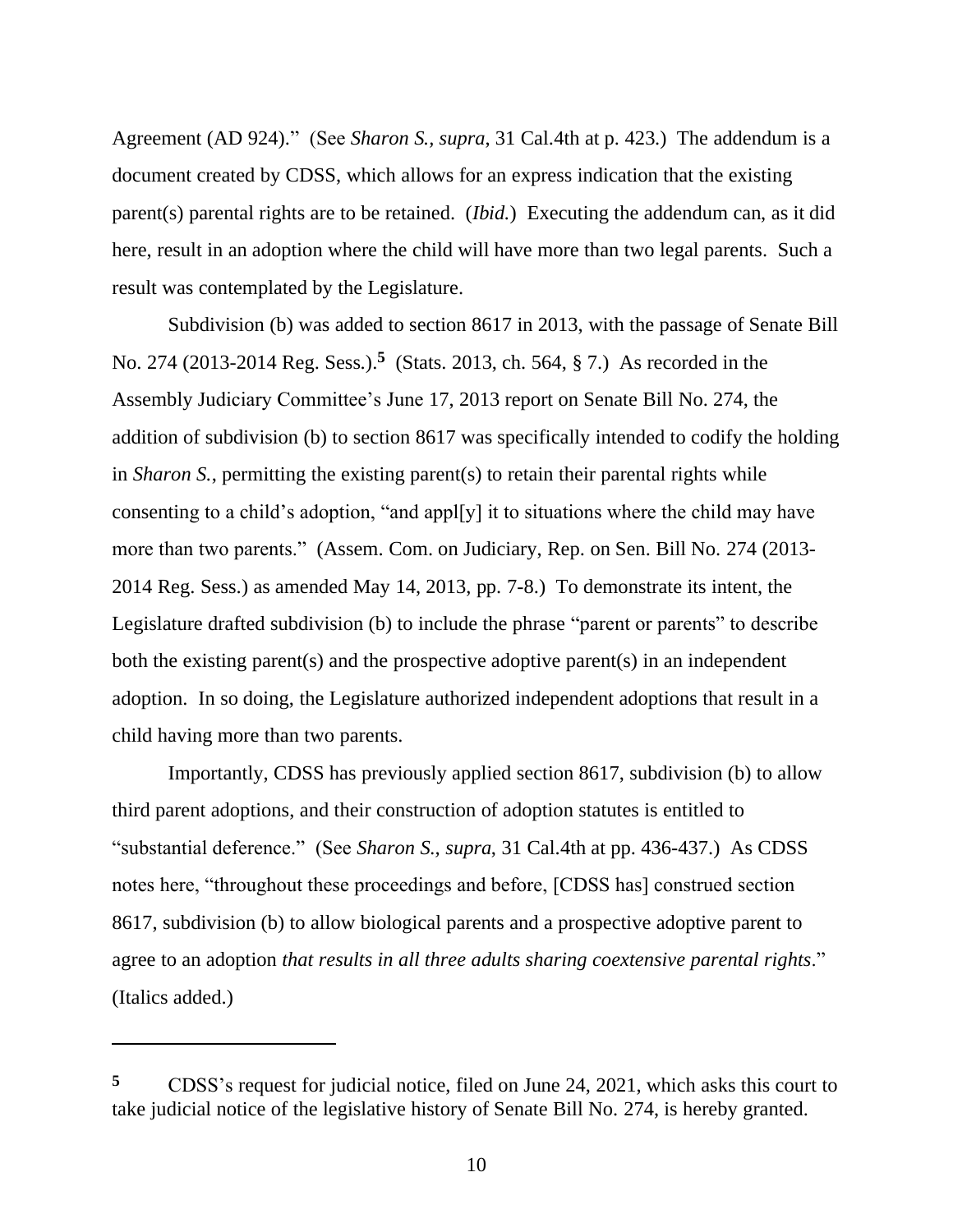Agreement (AD 924)." (See *Sharon S., supra*, 31 Cal.4th at p. 423.) The addendum is a document created by CDSS, which allows for an express indication that the existing parent(s) parental rights are to be retained. (*Ibid.*) Executing the addendum can, as it did here, result in an adoption where the child will have more than two legal parents. Such a result was contemplated by the Legislature.

Subdivision (b) was added to section 8617 in 2013, with the passage of Senate Bill No. 274 (2013-2014 Reg. Sess.).[5] (Stats. 2013, ch. 564, § 7.) As recorded in the Assembly Judiciary Committee's June 17, 2013 report on Senate Bill No. 274, the addition of subdivision (b) to section 8617 was specifically intended to codify the holding in *Sharon S.*, permitting the existing parent(s) to retain their parental rights while consenting to a child's adoption, "and appl[y] it to situations where the child may have more than two parents." (Assem. Com. on Judiciary, Rep. on Sen. Bill No. 274 (2013-2014 Reg. Sess.) as amended May 14, 2013, pp. 7-8.) To demonstrate its intent, the Legislature drafted subdivision (b) to include the phrase "parent or parents" to describe both the existing parent(s) and the prospective adoptive parent(s) in an independent adoption. In so doing, the Legislature authorized independent adoptions that result in a child having more than two parents.

Importantly, CDSS has previously applied section 8617, subdivision (b) to allow third parent adoptions, and their construction of adoption statutes is entitled to "substantial deference." (See *Sharon S., supra*, 31 Cal.4th at pp. 436-437.) As CDSS notes here, "throughout these proceedings and before, [CDSS has] construed section 8617, subdivision (b) to allow biological parents and a prospective adoptive parent to agree to an adoption *that results in all three adults sharing coextensive parental rights*." (Italics added.)

---

**5** CDSS's request for judicial notice, filed on June 24, 2021, which asks this court to take judicial notice of the legislative history of Senate Bill No. 274, is hereby granted.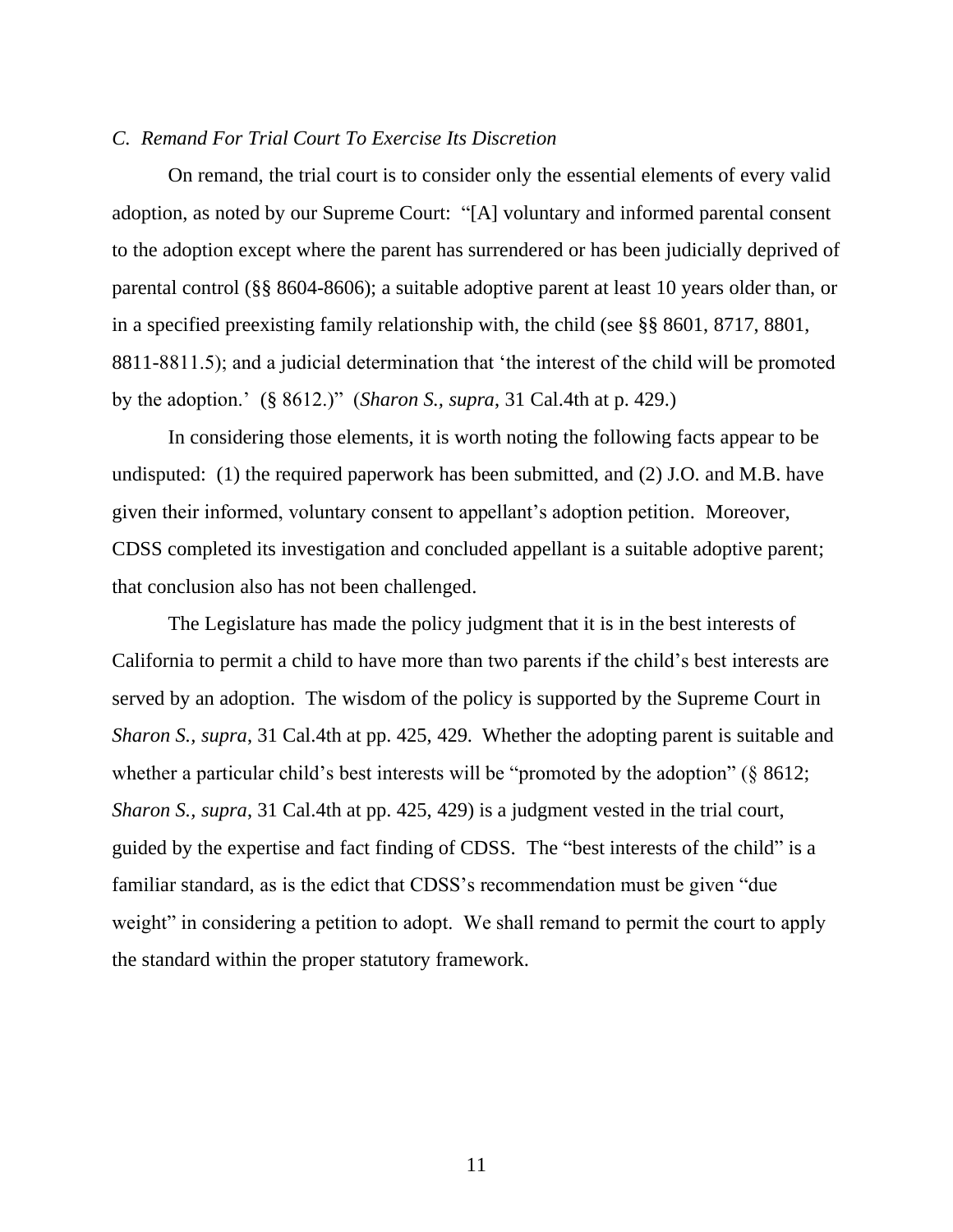### *C. Remand For Trial Court To Exercise Its Discretion*

On remand, the trial court is to consider only the essential elements of every valid adoption, as noted by our Supreme Court: "[A] voluntary and informed parental consent to the adoption except where the parent has surrendered or has been judicially deprived of parental control (§§ 8604-8606); a suitable adoptive parent at least 10 years older than, or in a specified preexisting family relationship with, the child (see §§ 8601, 8717, 8801, 8811-8811.5); and a judicial determination that 'the interest of the child will be promoted by the adoption.' (§ 8612.)" (*Sharon S., supra*, 31 Cal.4th at p. 429.)

In considering those elements, it is worth noting the following facts appear to be undisputed: (1) the required paperwork has been submitted, and (2) J.O. and M.B. have given their informed, voluntary consent to appellant's adoption petition. Moreover, CDSS completed its investigation and concluded appellant is a suitable adoptive parent; that conclusion also has not been challenged.

The Legislature has made the policy judgment that it is in the best interests of California to permit a child to have more than two parents if the child's best interests are served by an adoption. The wisdom of the policy is supported by the Supreme Court in *Sharon S., supra*, 31 Cal.4th at pp. 425, 429. Whether the adopting parent is suitable and whether a particular child's best interests will be "promoted by the adoption" (§ 8612; *Sharon S., supra*, 31 Cal.4th at pp. 425, 429) is a judgment vested in the trial court, guided by the expertise and fact finding of CDSS. The "best interests of the child" is a familiar standard, as is the edict that CDSS's recommendation must be given "due weight" in considering a petition to adopt. We shall remand to permit the court to apply the standard within the proper statutory framework.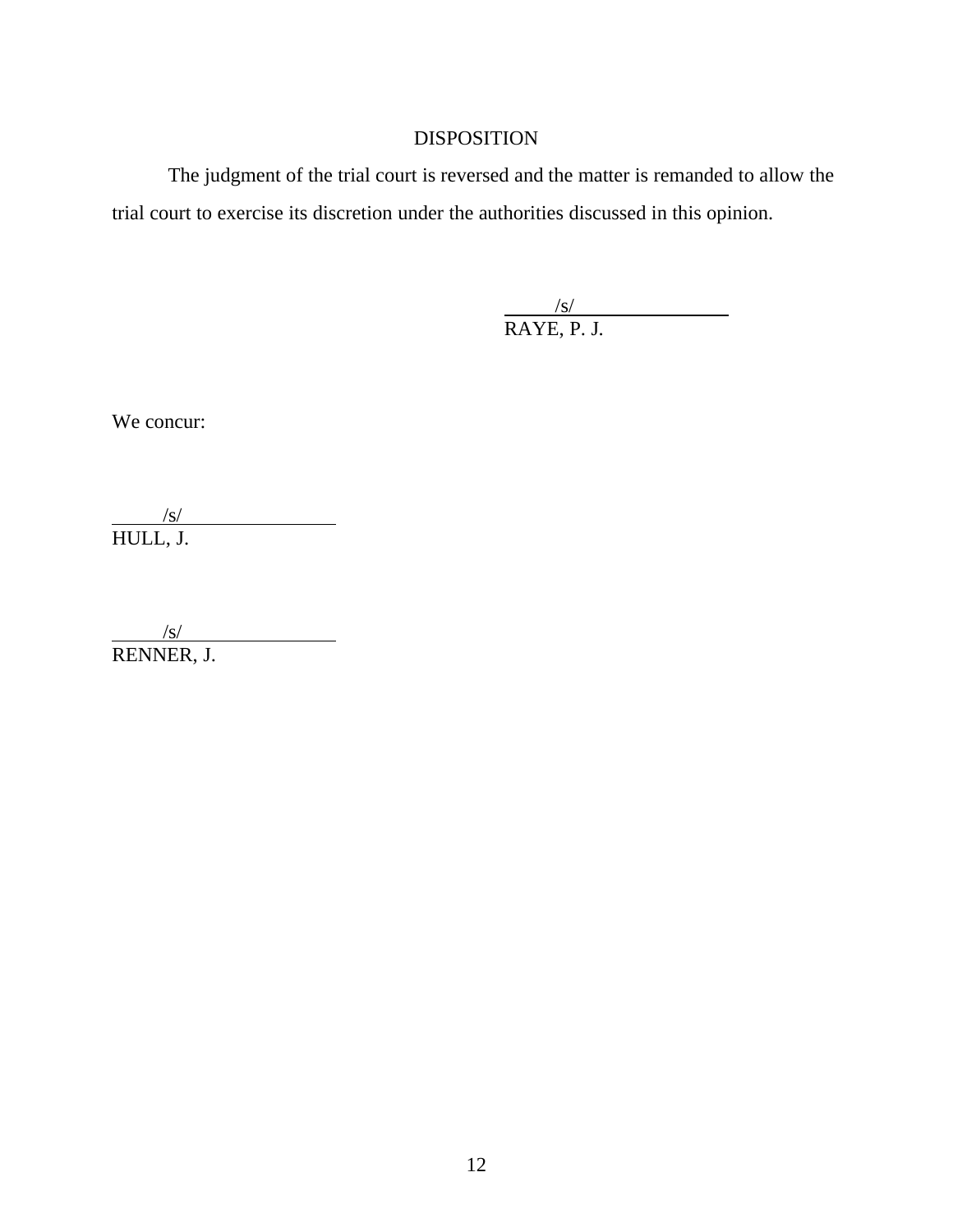## DISPOSITION

The judgment of the trial court is reversed and the matter is remanded to allow the trial court to exercise its discretion under the authorities discussed in this opinion.

/s/
RAYE, P. J.

We concur:

/s/
HULL, J.

/s/
RENNER, J.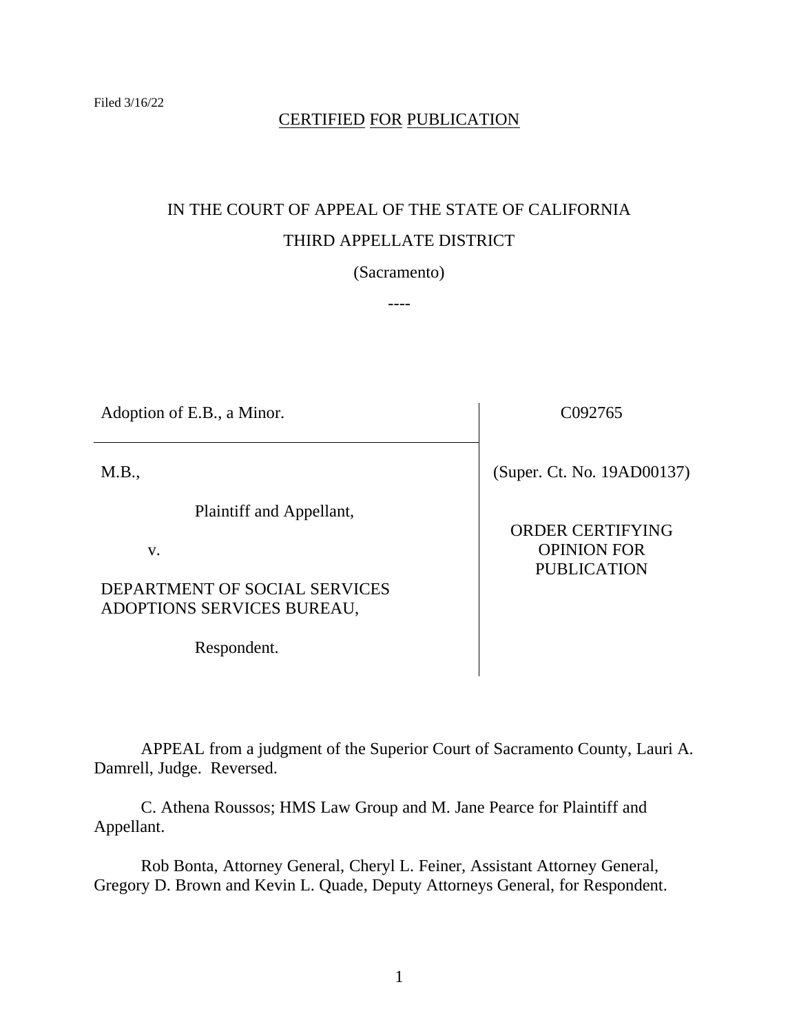Filed 3/16/22

CERTIFIED FOR PUBLICATION

IN THE COURT OF APPEAL OF THE STATE OF CALIFORNIA

THIRD APPELLATE DISTRICT

(Sacramento)

----

| | |
|---|---|
| Adoption of E.B., a Minor. | C092765 |
| M.B.,<br><br>Plaintiff and Appellant,<br><br>v.<br><br>DEPARTMENT OF SOCIAL SERVICES ADOPTIONS SERVICES BUREAU,<br><br>Respondent. | (Super. Ct. No. 19AD00137)<br><br>ORDER CERTIFYING OPINION FOR PUBLICATION |

APPEAL from a judgment of the Superior Court of Sacramento County, Lauri A. Damrell, Judge. Reversed.

C. Athena Roussos; HMS Law Group and M. Jane Pearce for Plaintiff and Appellant.

Rob Bonta, Attorney General, Cheryl L. Feiner, Assistant Attorney General, Gregory D. Brown and Kevin L. Quade, Deputy Attorneys General, for Respondent.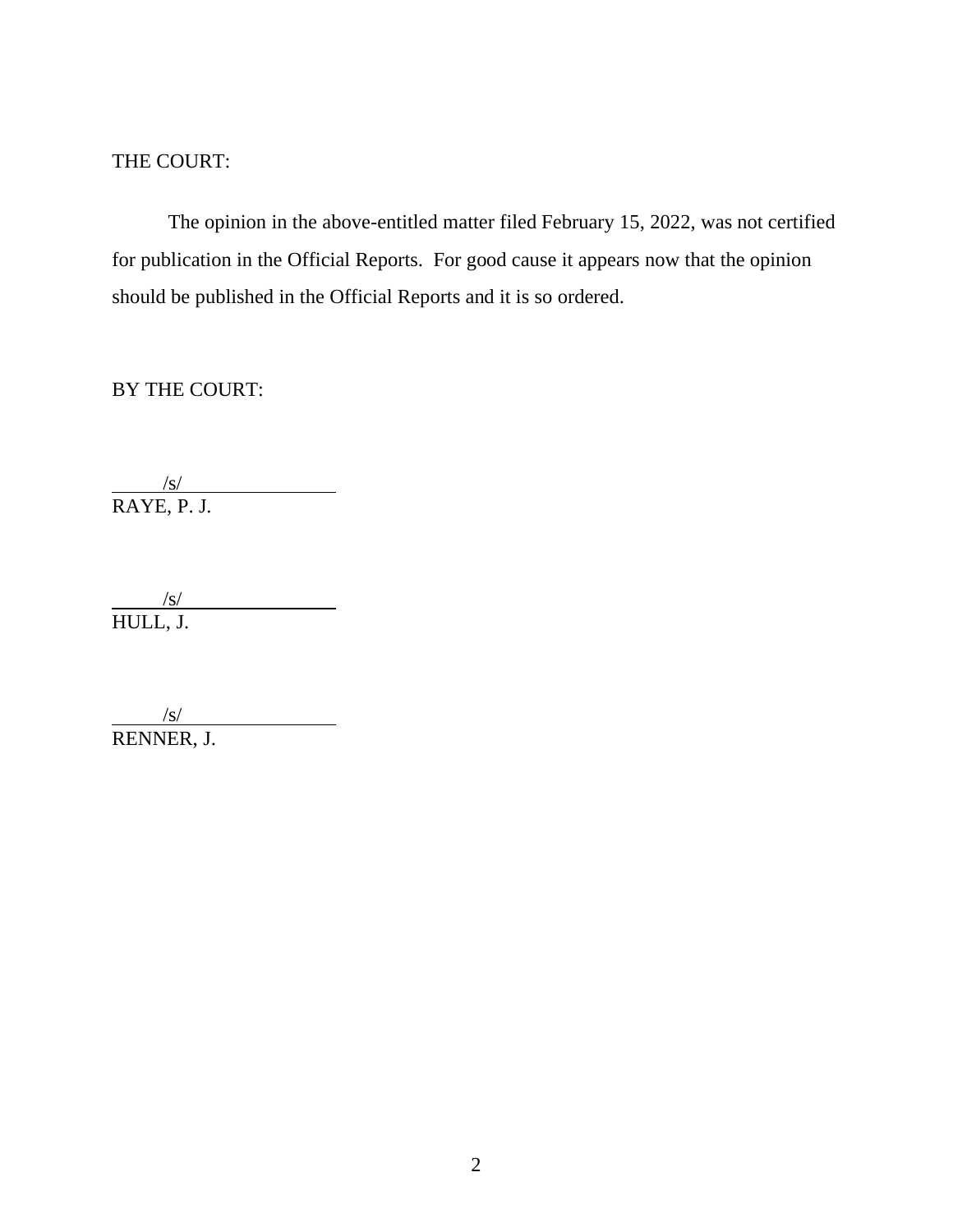THE COURT:

The opinion in the above-entitled matter filed February 15, 2022, was not certified for publication in the Official Reports. For good cause it appears now that the opinion should be published in the Official Reports and it is so ordered.

BY THE COURT:

/s/
RAYE, P. J.

/s/
HULL, J.

/s/
RENNER, J.